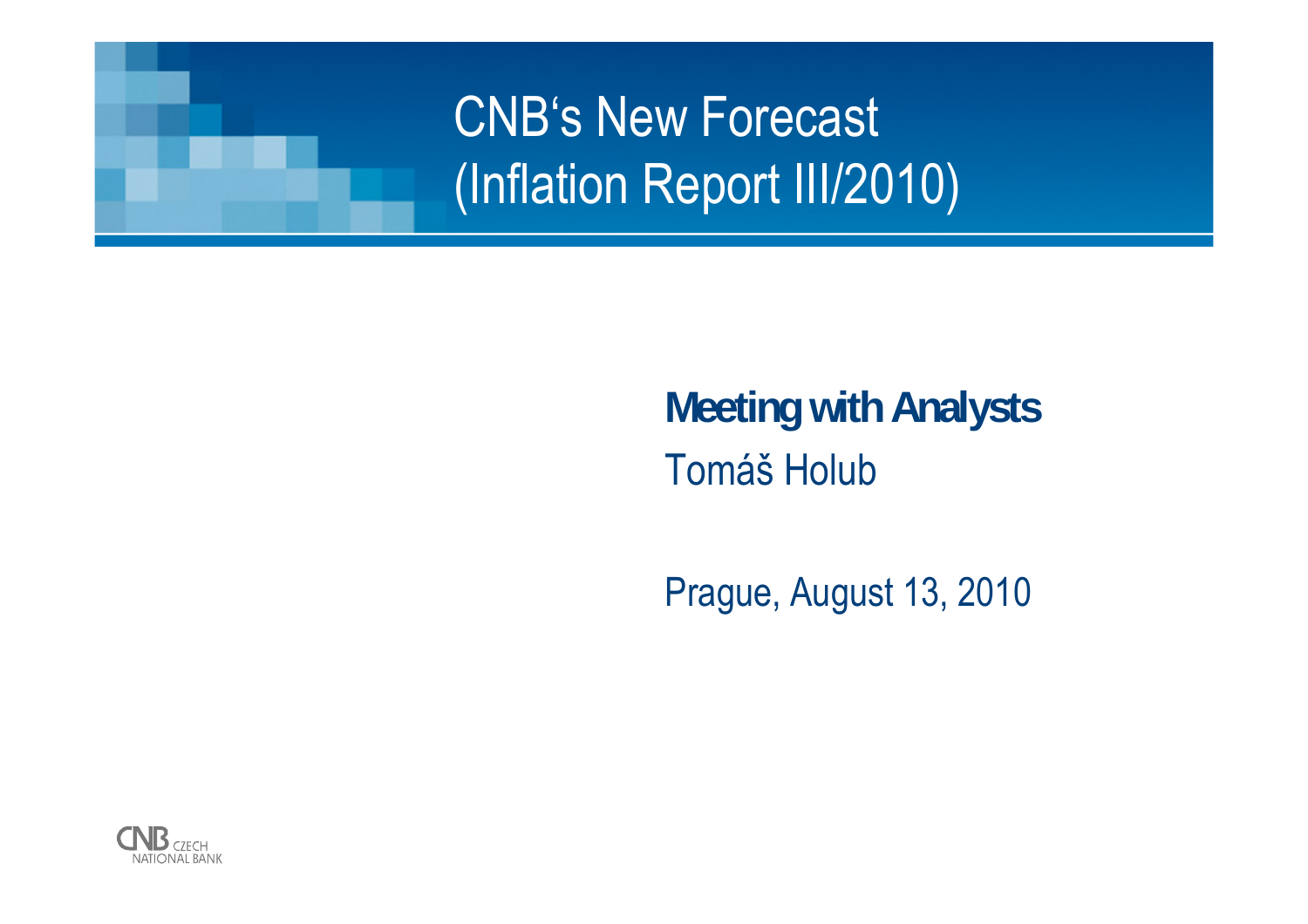# CNB's New Forecast (Inflation Report III/2010)

**Meeting with Analysts**

Tomáš Holub

Prague, August 13, 2010

CNB CZECH NATIONAL BANK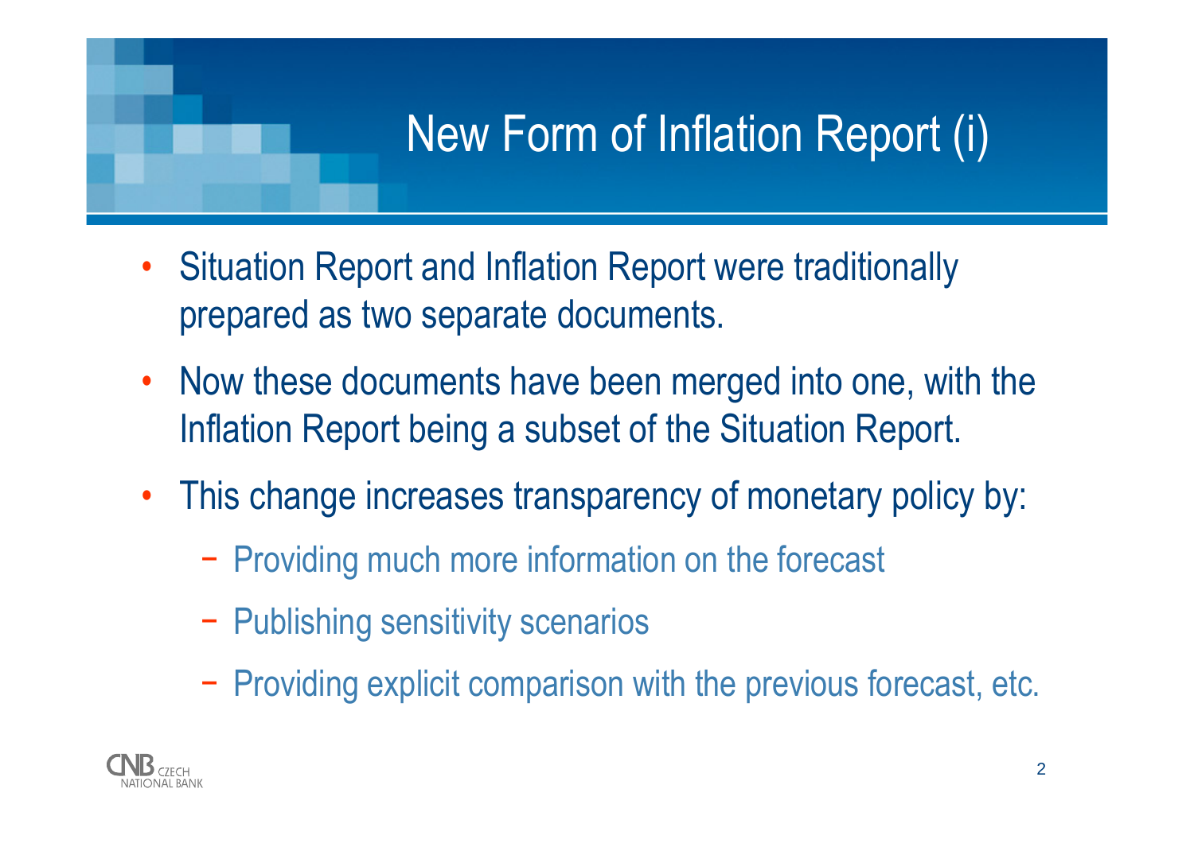# New Form of Inflation Report (i)

- Situation Report and Inflation Report were traditionally prepared as two separate documents.
- Now these documents have been merged into one, with the Inflation Report being a subset of the Situation Report.
- This change increases transparency of monetary policy by:
  - Providing much more information on the forecast
  - Publishing sensitivity scenarios
  - Providing explicit comparison with the previous forecast, etc.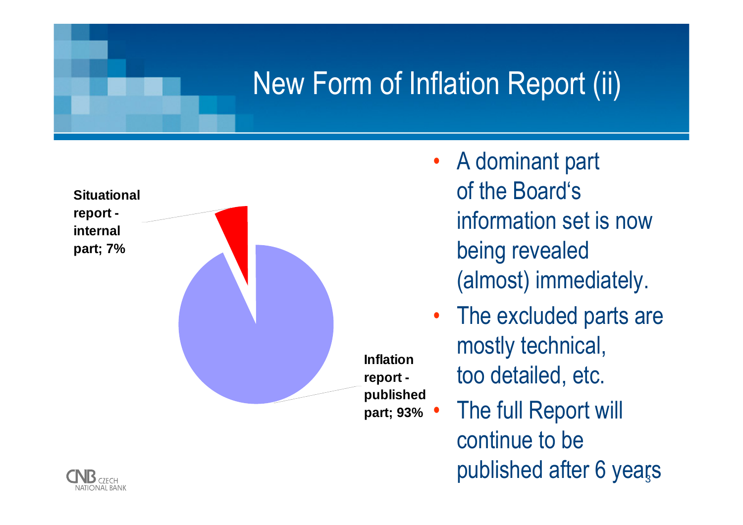# New Form of Inflation Report (ii)

Situational report - internal part; 7%

Inflation report - published part; 93%

- A dominant part of the Board's information set is now being revealed (almost) immediately.
- The excluded parts are mostly technical, too detailed, etc.
- The full Report will continue to be published after 6 years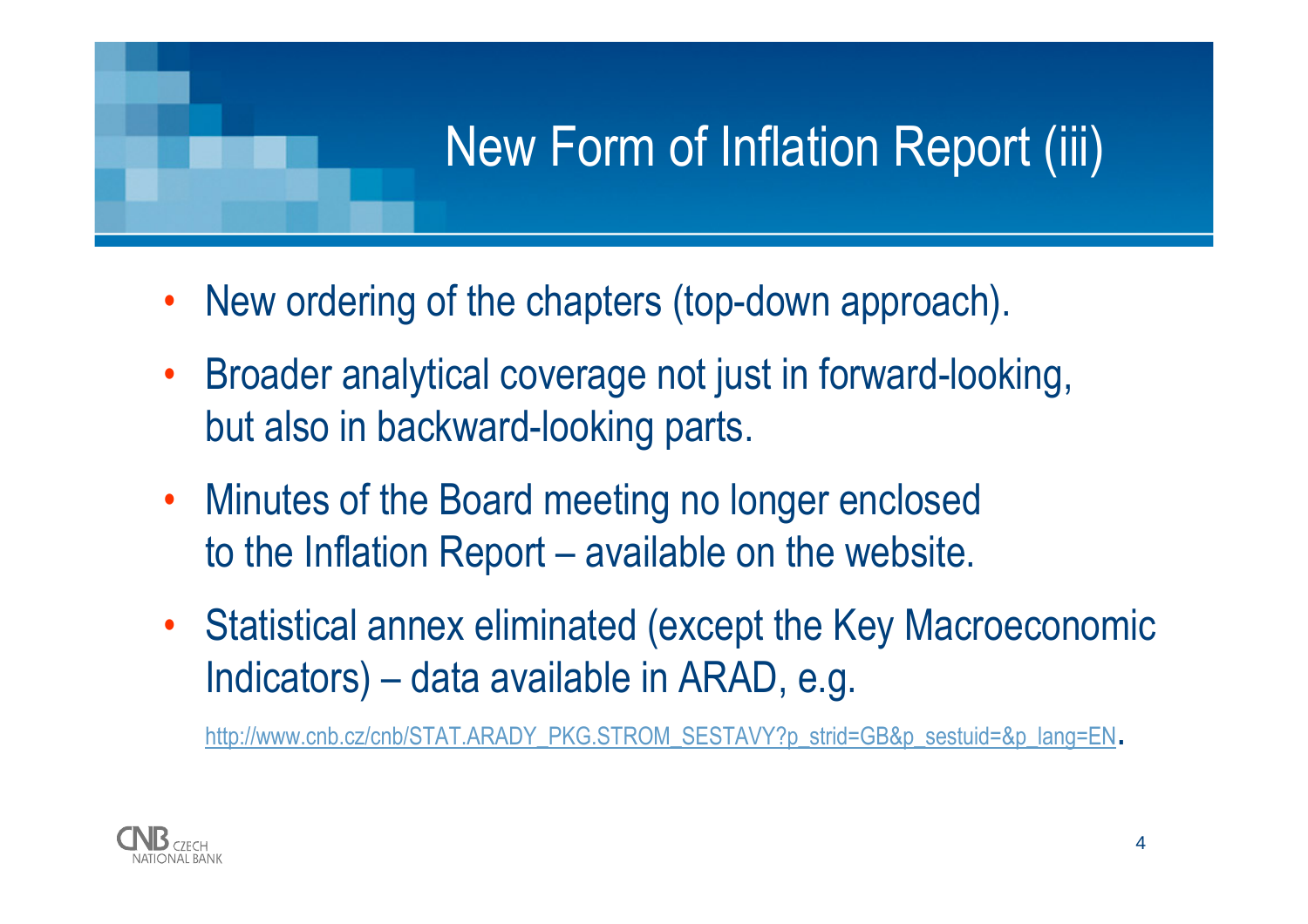# New Form of Inflation Report (iii)

- New ordering of the chapters (top-down approach).
- Broader analytical coverage not just in forward-looking, but also in backward-looking parts.
- Minutes of the Board meeting no longer enclosed to the Inflation Report – available on the website.
- Statistical annex eliminated (except the Key Macroeconomic Indicators) – data available in ARAD, e.g.

  http://www.cnb.cz/cnb/STAT.ARADY_PKG.STROM_SESTAVY?p_strid=GB&p_sestuid=&p_lang=EN.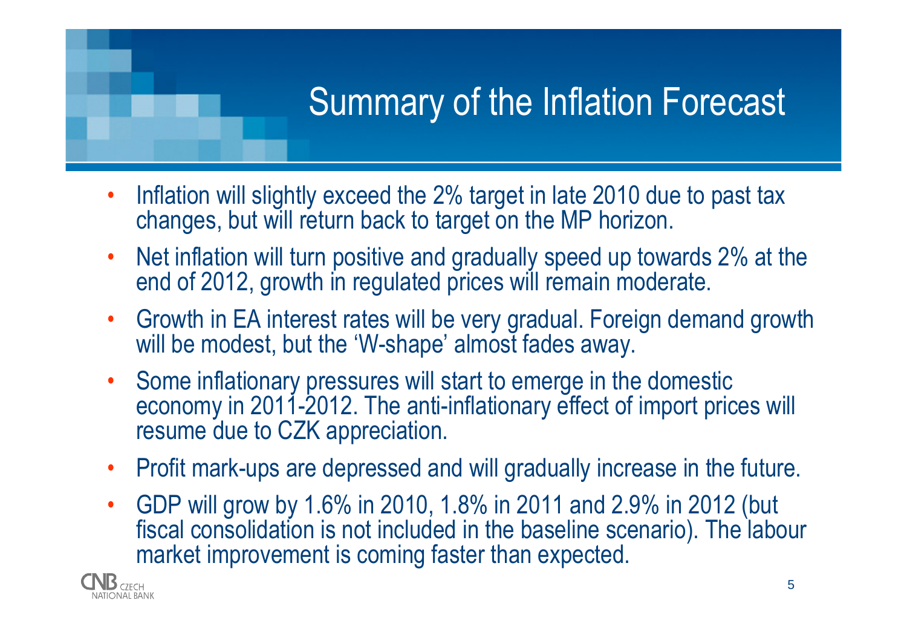# Summary of the Inflation Forecast

- Inflation will slightly exceed the 2% target in late 2010 due to past tax changes, but will return back to target on the MP horizon.
- Net inflation will turn positive and gradually speed up towards 2% at the end of 2012, growth in regulated prices will remain moderate.
- Growth in EA interest rates will be very gradual. Foreign demand growth will be modest, but the 'W-shape' almost fades away.
- Some inflationary pressures will start to emerge in the domestic economy in 2011-2012. The anti-inflationary effect of import prices will resume due to CZK appreciation.
- Profit mark-ups are depressed and will gradually increase in the future.
- GDP will grow by 1.6% in 2010, 1.8% in 2011 and 2.9% in 2012 (but fiscal consolidation is not included in the baseline scenario). The labour market improvement is coming faster than expected.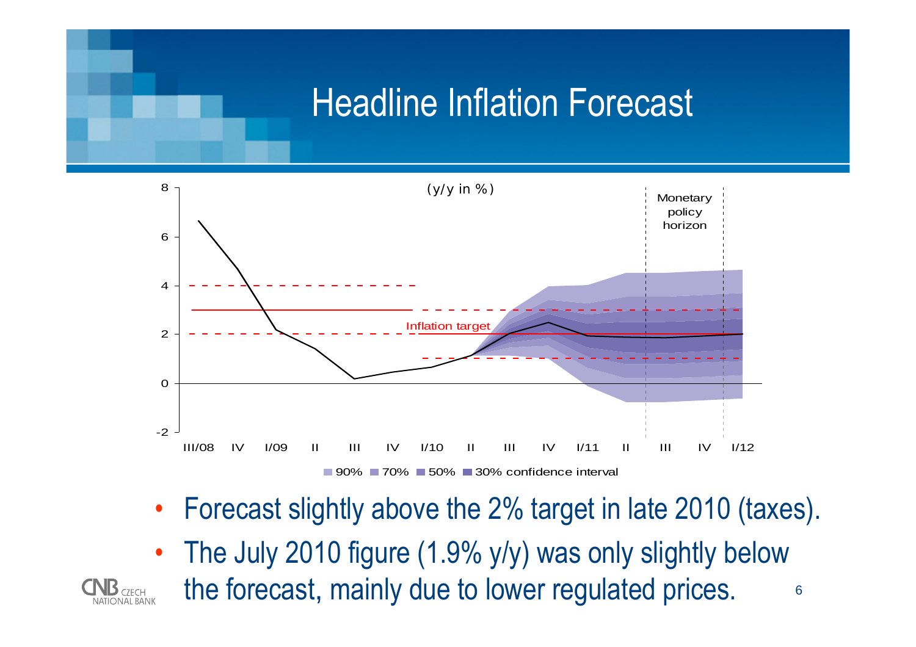# Headline Inflation Forecast

(y/y in %)

Monetary policy horizon

Inflation target

90% 70% 50% 30% confidence interval

- Forecast slightly above the 2% target in late 2010 (taxes).
- The July 2010 figure (1.9% y/y) was only slightly below the forecast, mainly due to lower regulated prices.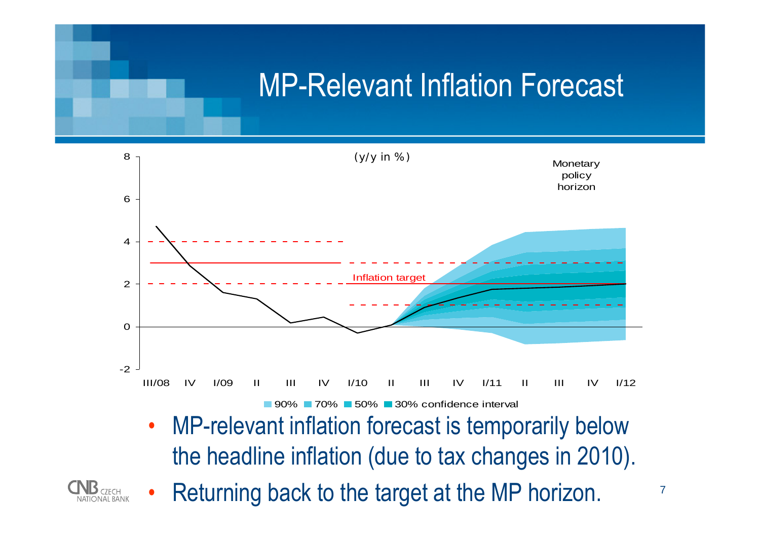# MP-Relevant Inflation Forecast

(y/y in %)

Monetary policy horizon

Inflation target

90% 70% 50% 30% confidence interval

- MP-relevant inflation forecast is temporarily below the headline inflation (due to tax changes in 2010).
- Returning back to the target at the MP horizon.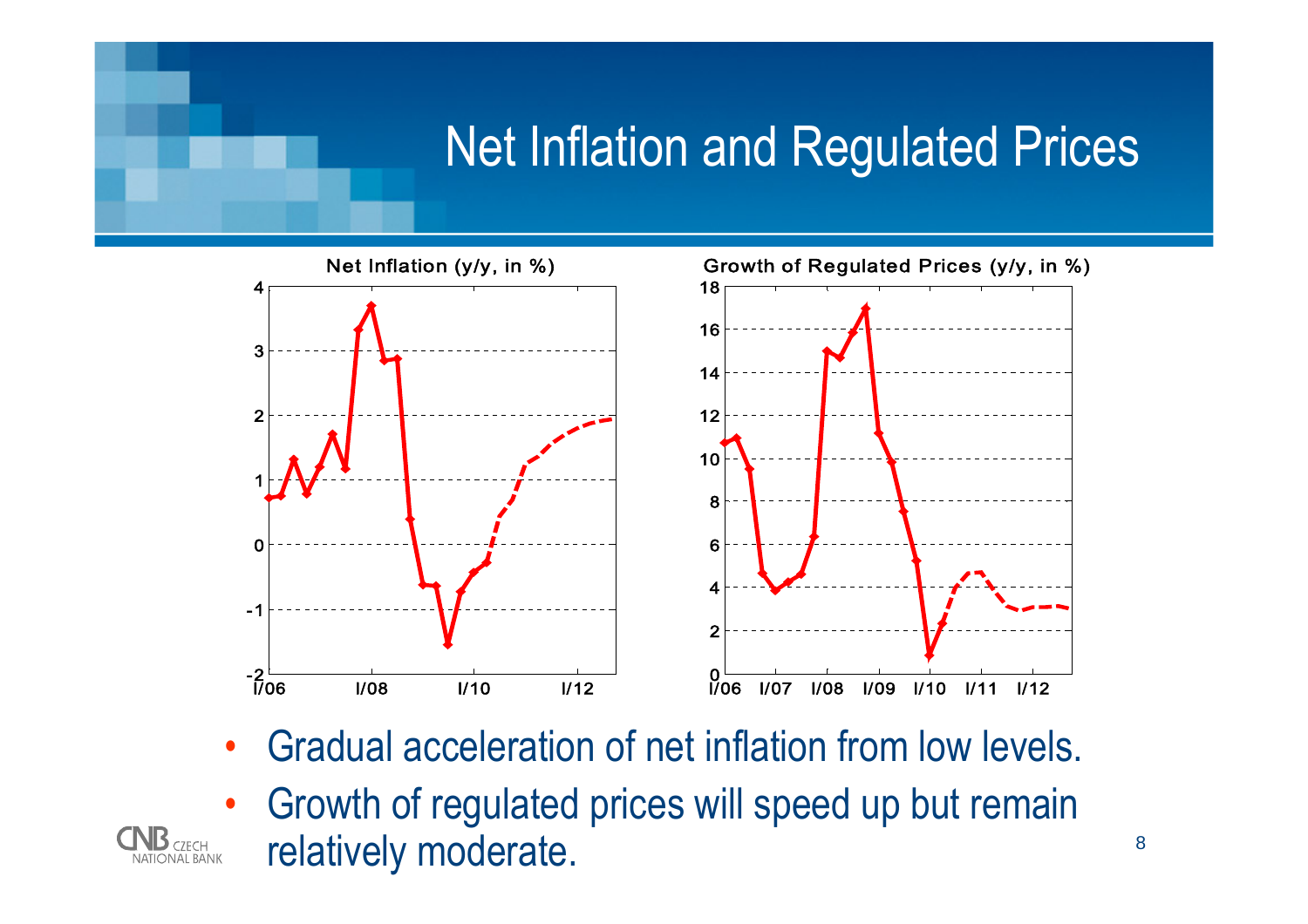# Net Inflation and Regulated Prices

Net Inflation (y/y, in %)

Growth of Regulated Prices (y/y, in %)

- Gradual acceleration of net inflation from low levels.
- Growth of regulated prices will speed up but remain relatively moderate.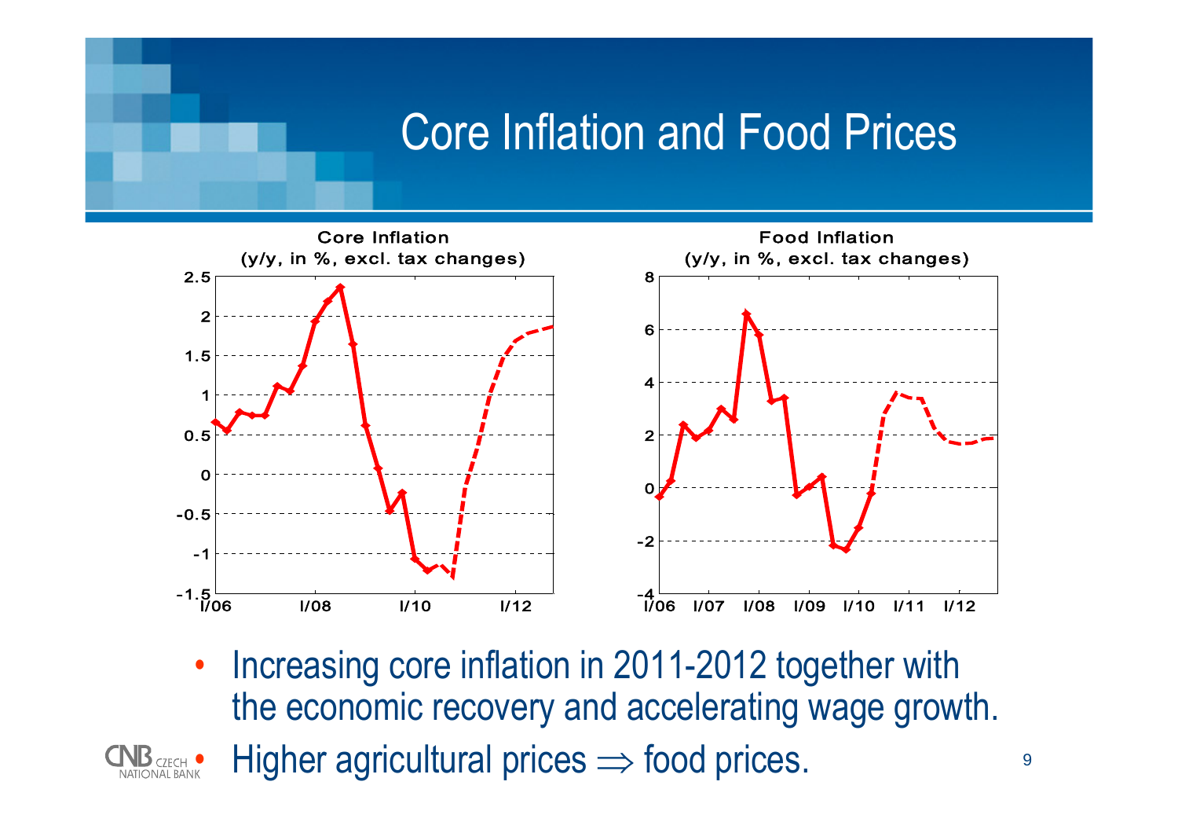# Core Inflation and Food Prices

**Core Inflation** (y/y, in %, excl. tax changes)

**Food Inflation** (y/y, in %, excl. tax changes)

- Increasing core inflation in 2011-2012 together with the economic recovery and accelerating wage growth.
- Higher agricultural prices $\Rightarrow$ food prices.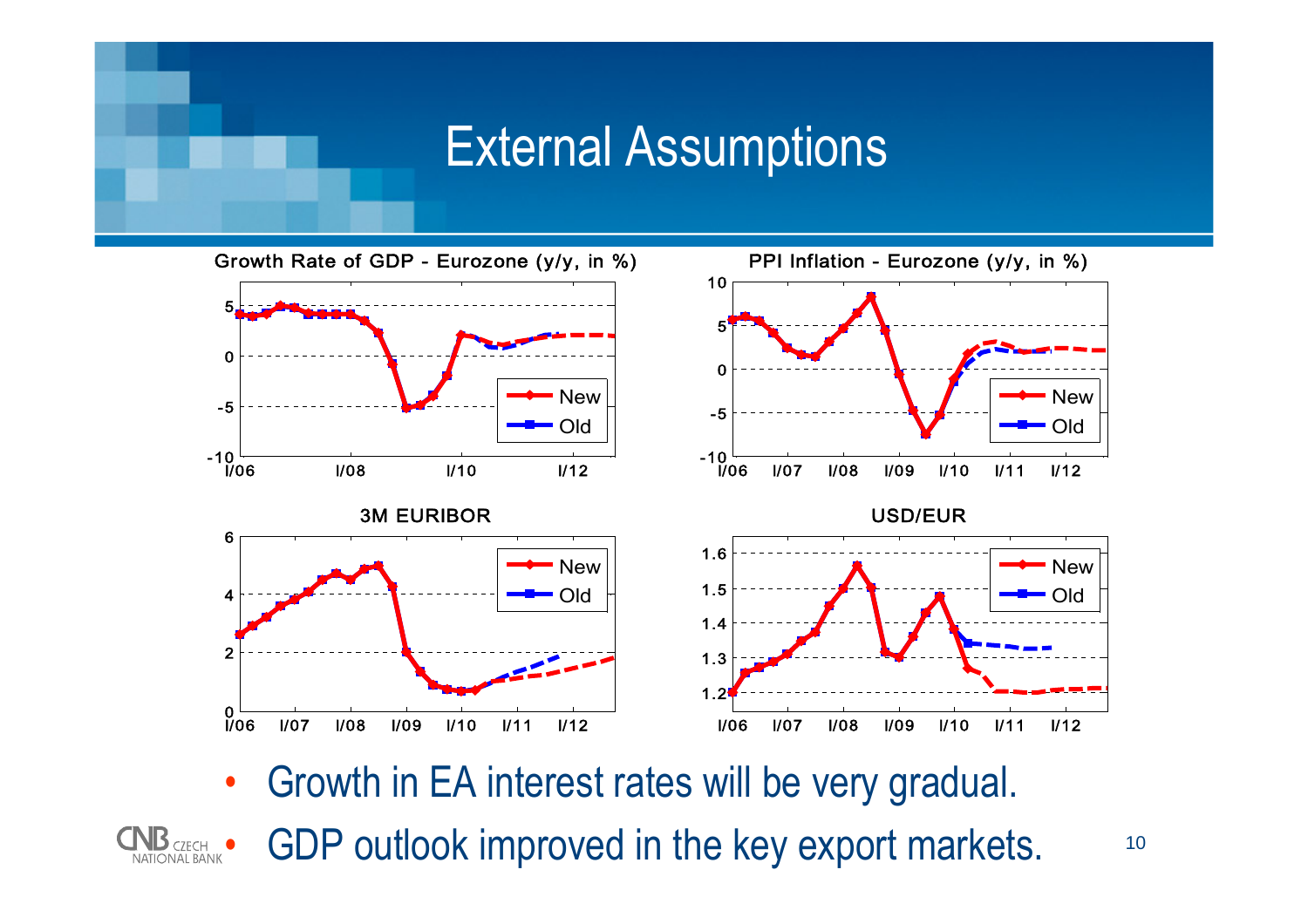# External Assumptions

Growth Rate of GDP - Eurozone (y/y, in %)

PPI Inflation - Eurozone (y/y, in %)

3M EURIBOR

USD/EUR

- Growth in EA interest rates will be very gradual.
- GDP outlook improved in the key export markets.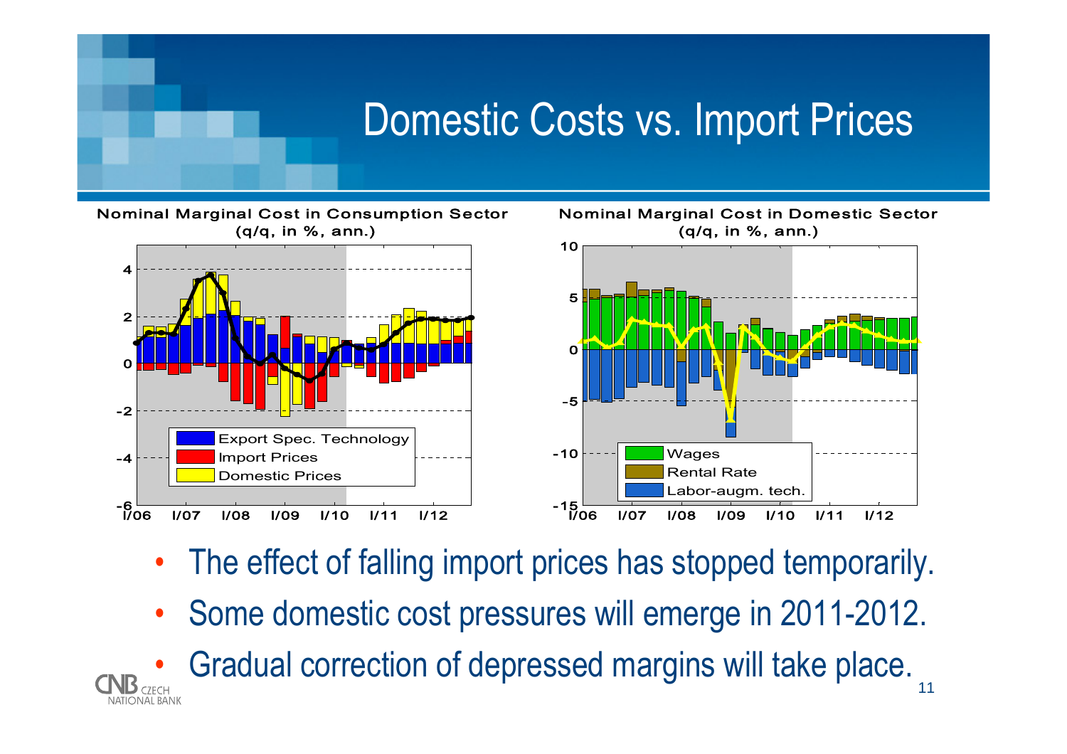# Domestic Costs vs. Import Prices

**Nominal Marginal Cost in Consumption Sector (q/q, in %, ann.)**

**Nominal Marginal Cost in Domestic Sector (q/q, in %, ann.)**

- The effect of falling import prices has stopped temporarily.
- Some domestic cost pressures will emerge in 2011-2012.
- Gradual correction of depressed margins will take place.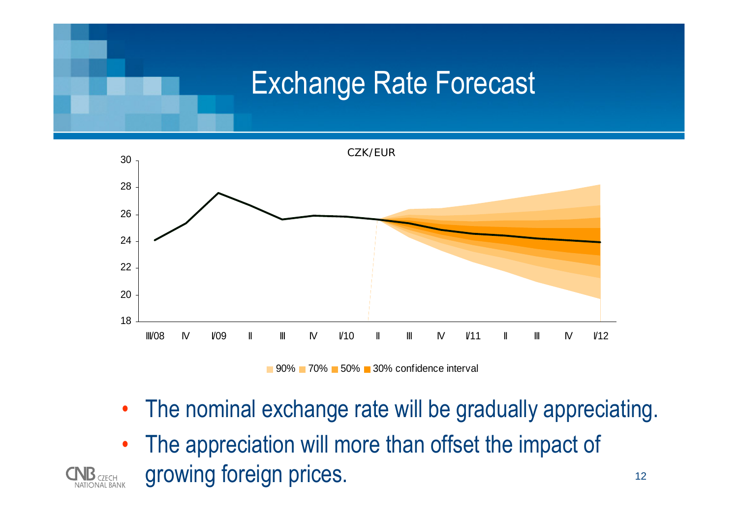# Exchange Rate Forecast

CZK/EUR

90% 70% 50% 30% confidence interval

- The nominal exchange rate will be gradually appreciating.
- The appreciation will more than offset the impact of growing foreign prices.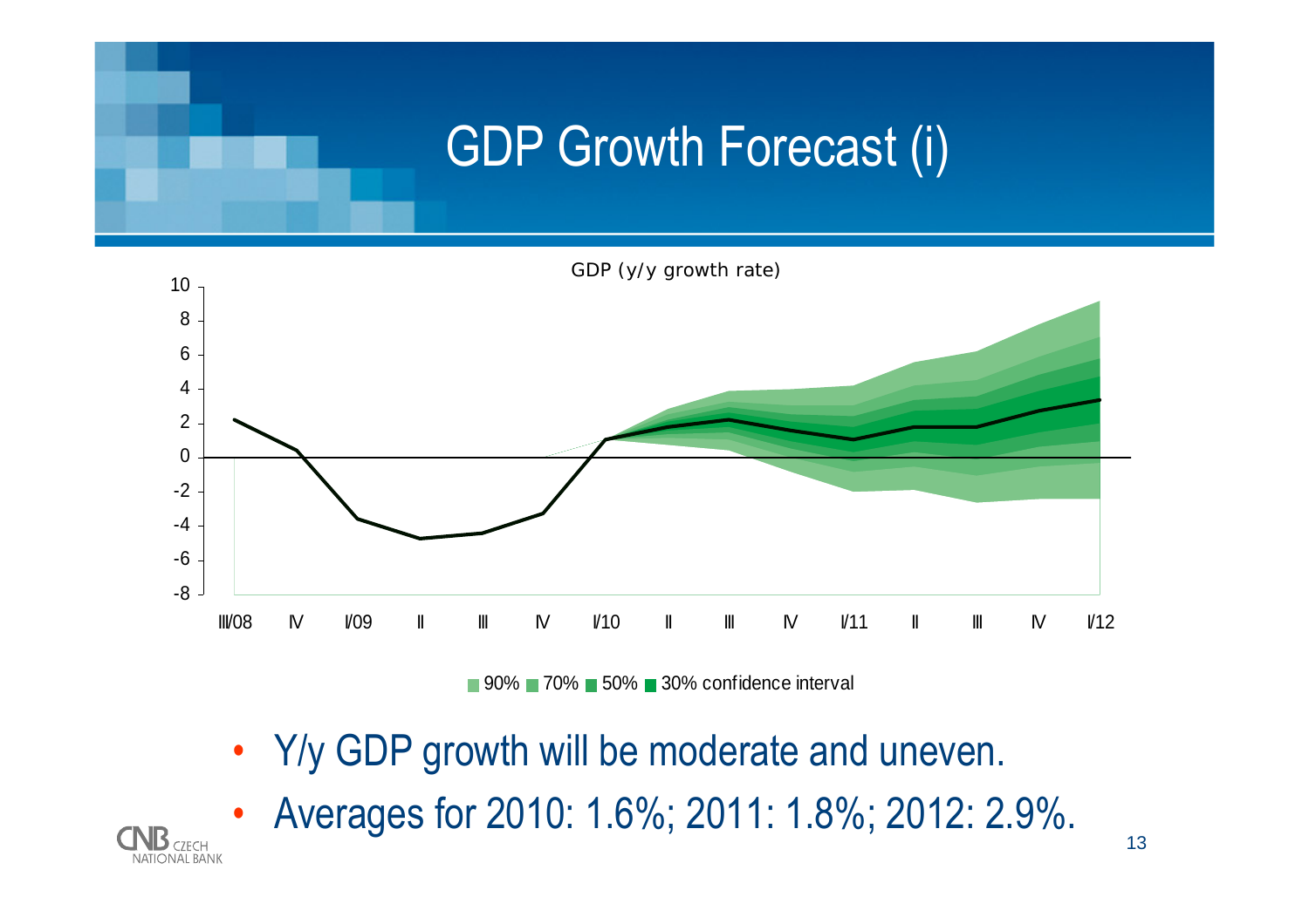# GDP Growth Forecast (i)

GDP (y/y growth rate)

90% 70% 50% 30% confidence interval

- Y/y GDP growth will be moderate and uneven.
- Averages for 2010: 1.6%; 2011: 1.8%; 2012: 2.9%.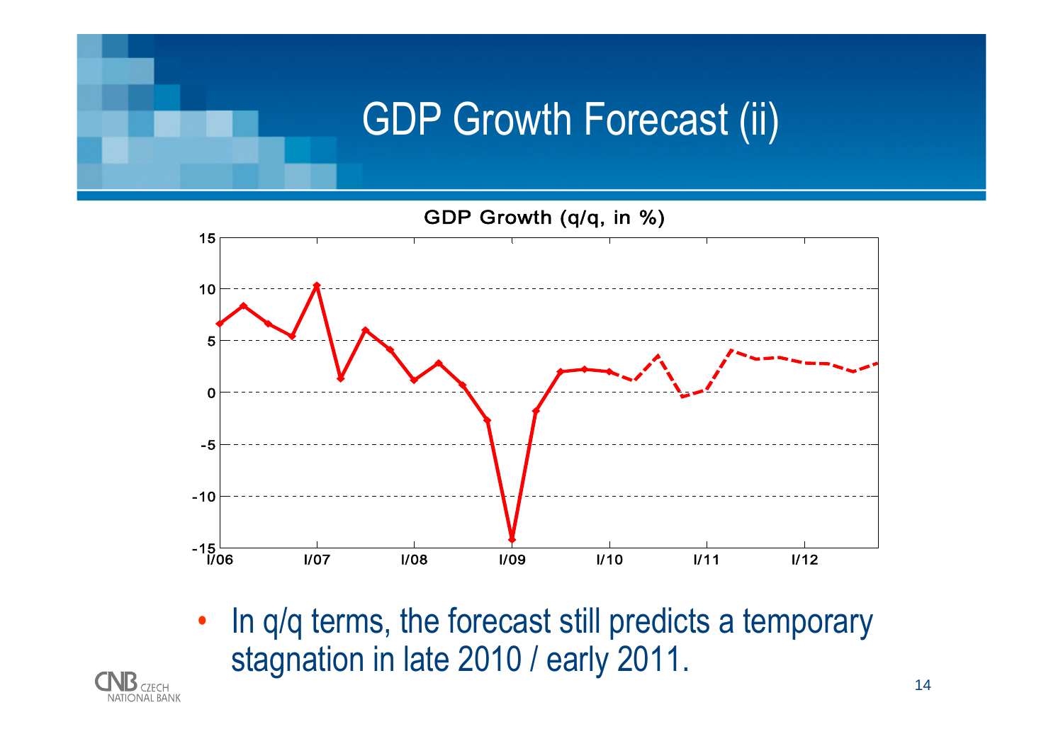# GDP Growth Forecast (ii)

GDP Growth (q/q, in %)

- In q/q terms, the forecast still predicts a temporary stagnation in late 2010 / early 2011.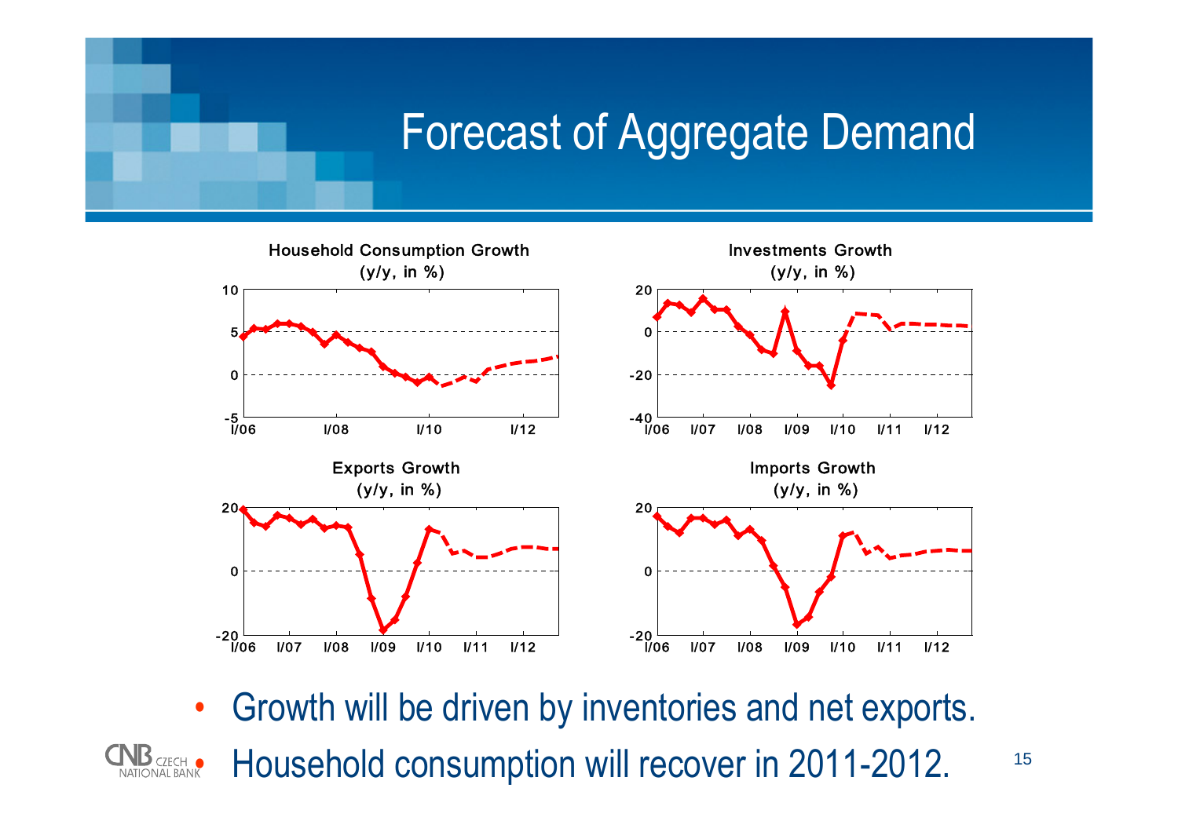# Forecast of Aggregate Demand

**Household Consumption Growth** (y/y, in %)

**Investments Growth** (y/y, in %)

**Exports Growth** (y/y, in %)

**Imports Growth** (y/y, in %)

- Growth will be driven by inventories and net exports.
- Household consumption will recover in 2011-2012.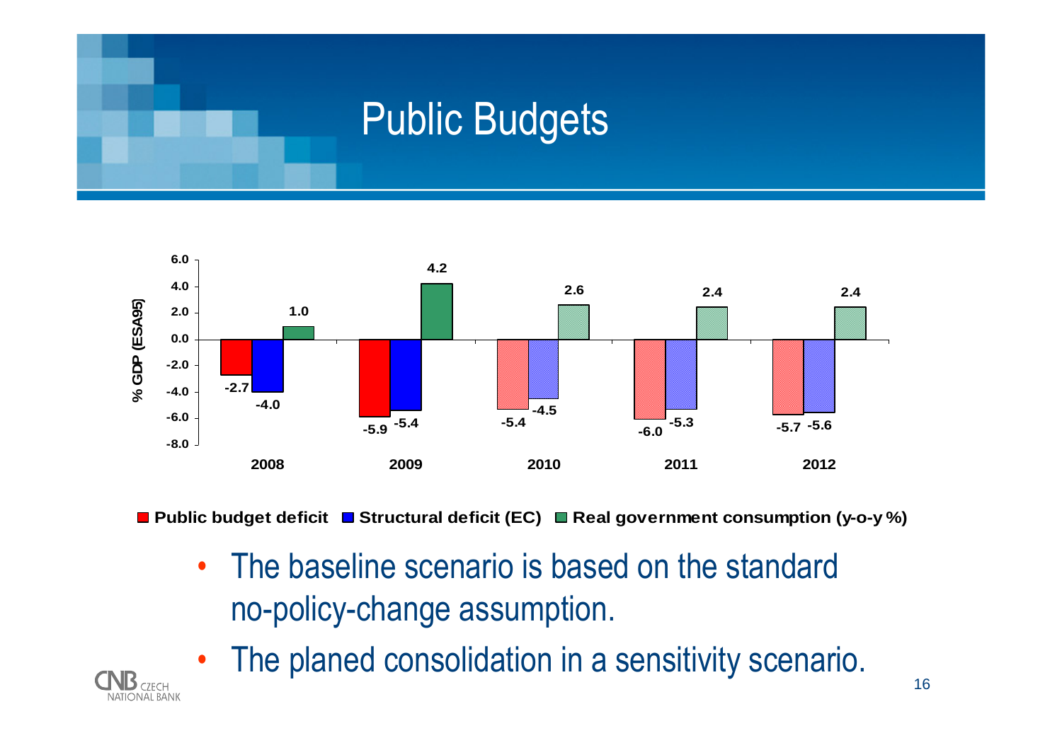# Public Budgets

| % GDP (ESA95) | 2008 | 2009 | 2010 | 2011 | 2012 |
|---|---|---|---|---|---|
| Public budget deficit | -2.7 | -5.9 | -5.4 | -6.0 | -5.7 |
| Structural deficit (EC) | -4.0 | -5.4 | -4.5 | -5.3 | -5.6 |
| Real government consumption (y-o-y %) | 1.0 | 4.2 | 2.6 | 2.4 | 2.4 |

- The baseline scenario is based on the standard no-policy-change assumption.
- The planed consolidation in a sensitivity scenario.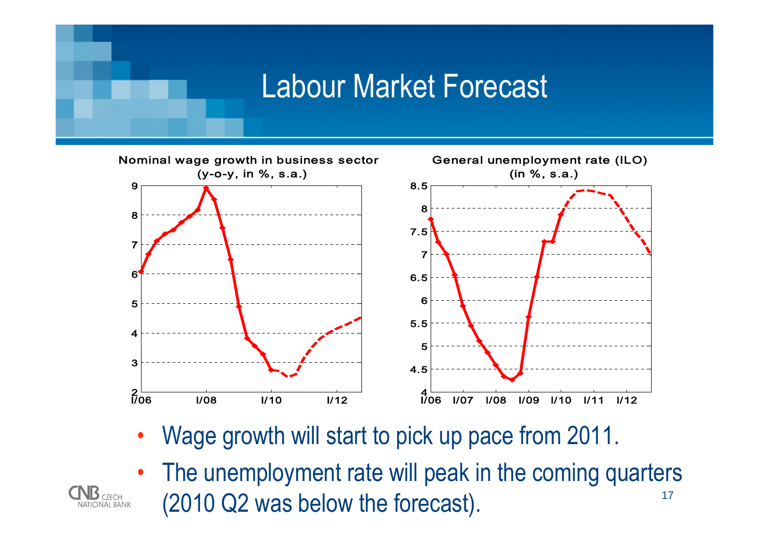# Labour Market Forecast

Nominal wage growth in business sector (y-o-y, in %, s.a.)

General unemployment rate (ILO) (in %, s.a.)

- Wage growth will start to pick up pace from 2011.
- The unemployment rate will peak in the coming quarters (2010 Q2 was below the forecast).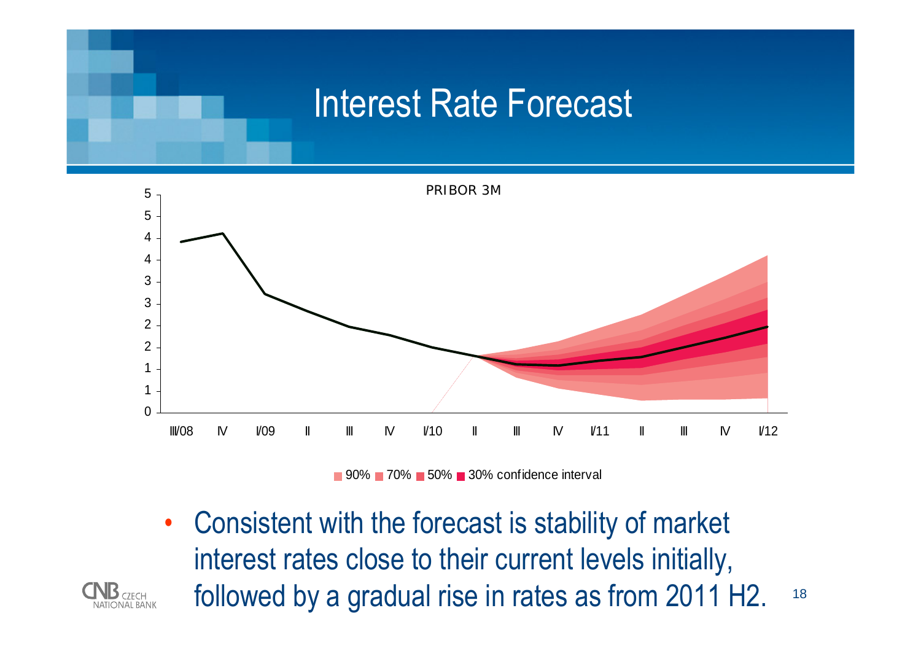# Interest Rate Forecast

PRIBOR 3M

90% 70% 50% 30% confidence interval

- Consistent with the forecast is stability of market interest rates close to their current levels initially, followed by a gradual rise in rates as from 2011 H2.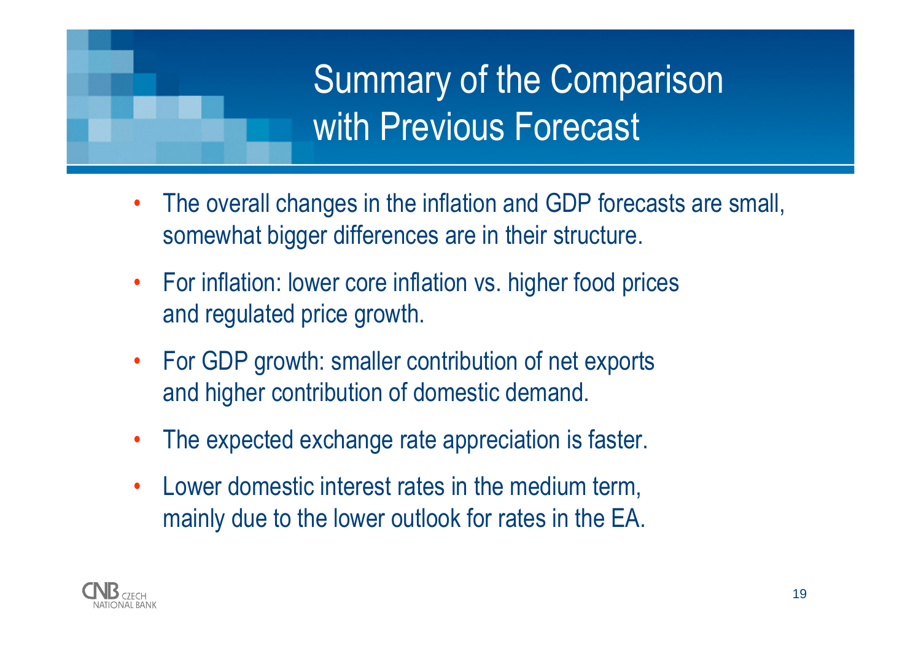# Summary of the Comparison with Previous Forecast

- The overall changes in the inflation and GDP forecasts are small, somewhat bigger differences are in their structure.
- For inflation: lower core inflation vs. higher food prices and regulated price growth.
- For GDP growth: smaller contribution of net exports and higher contribution of domestic demand.
- The expected exchange rate appreciation is faster.
- Lower domestic interest rates in the medium term, mainly due to the lower outlook for rates in the EA.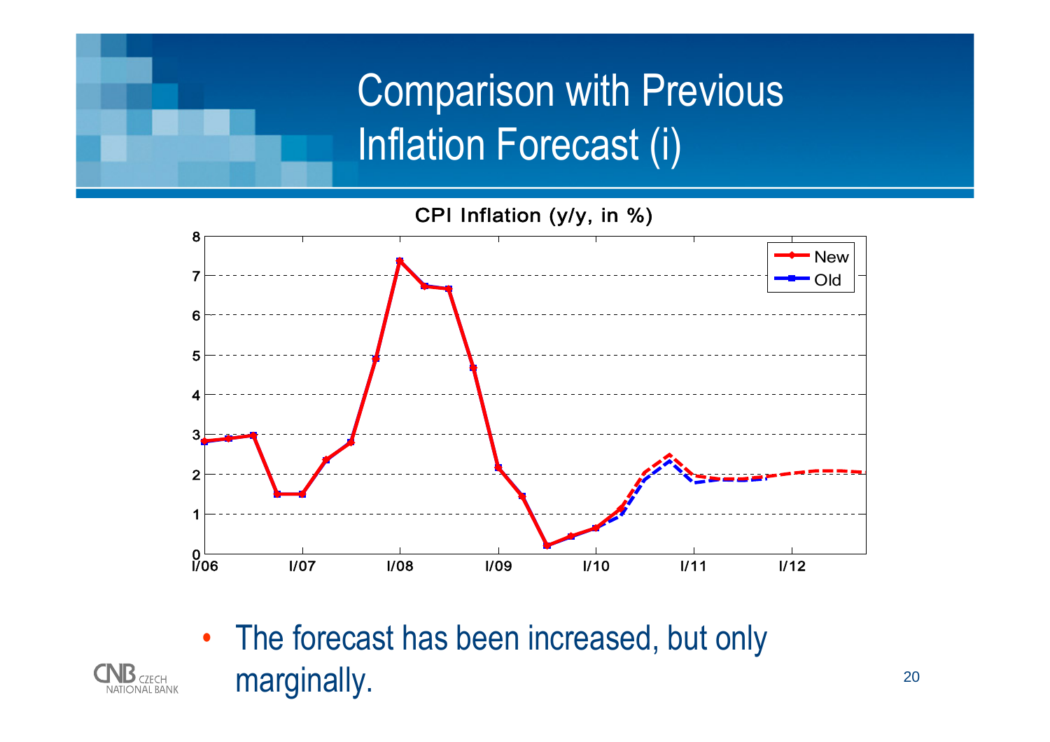# Comparison with Previous Inflation Forecast (i)

CPI Inflation (y/y, in %)

- The forecast has been increased, but only marginally.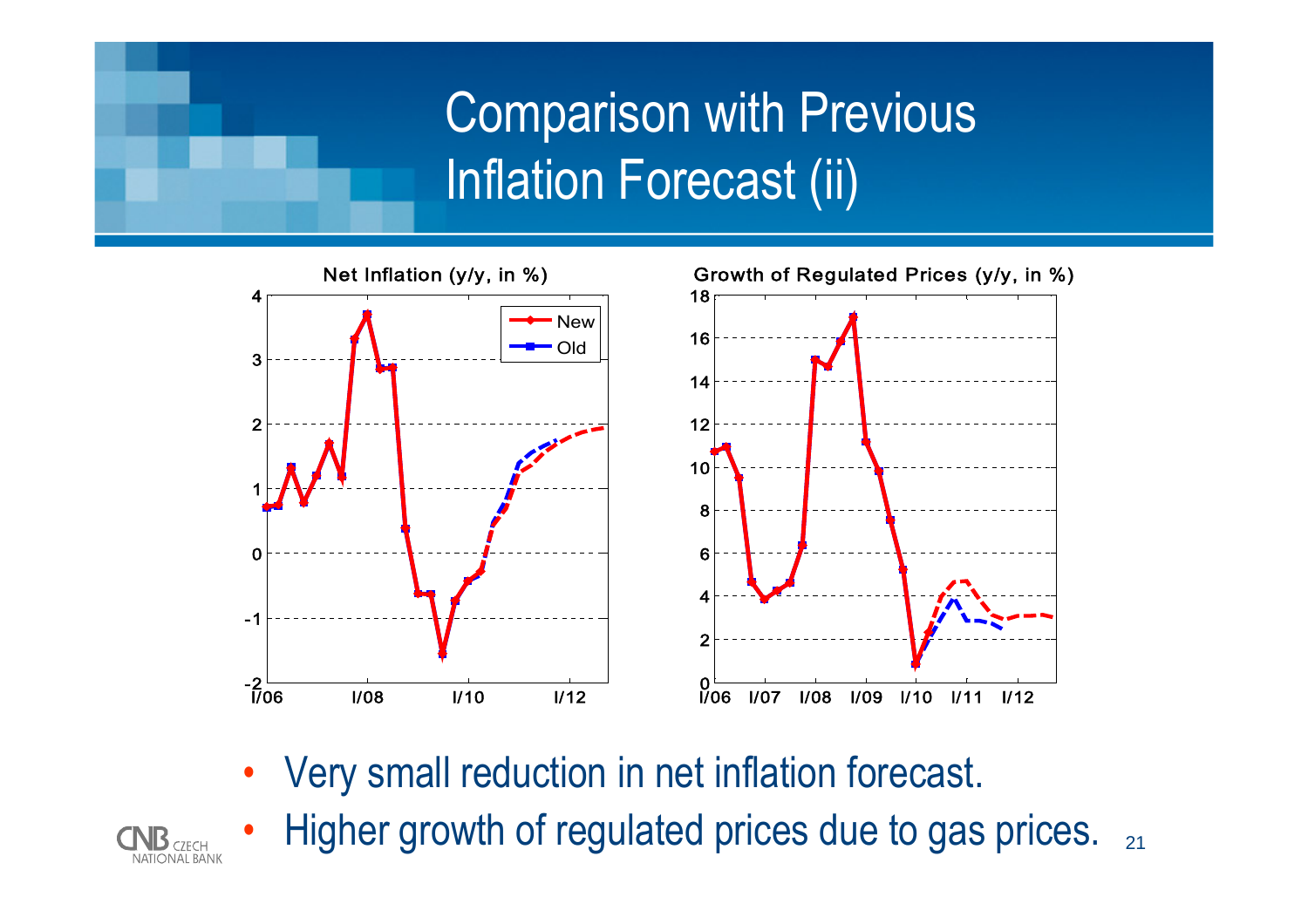# Comparison with Previous Inflation Forecast (ii)

**Net Inflation (y/y, in %)**

**Growth of Regulated Prices (y/y, in %)**

- Very small reduction in net inflation forecast.
- Higher growth of regulated prices due to gas prices.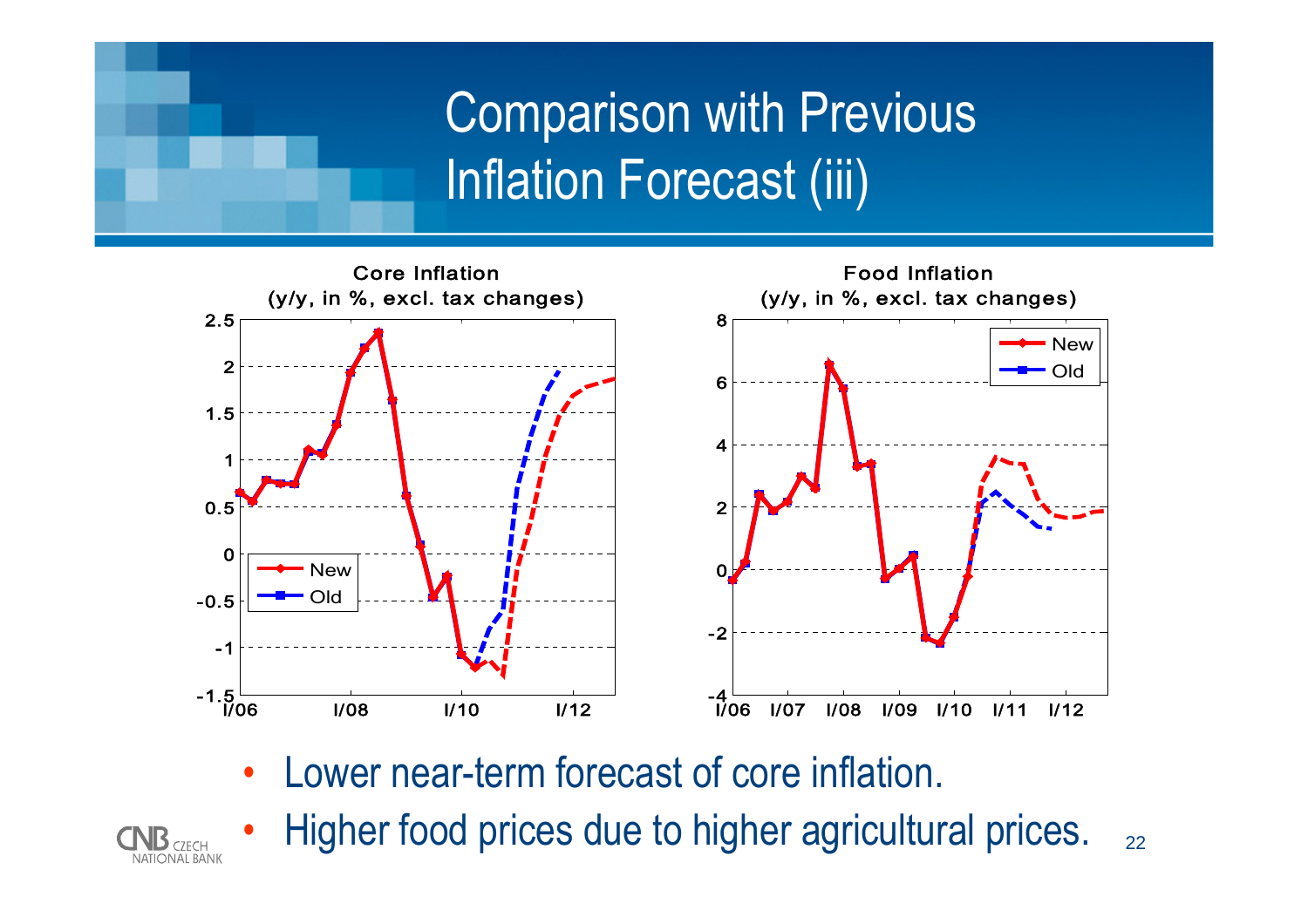# Comparison with Previous Inflation Forecast (iii)

**Core Inflation**
(y/y, in %, excl. tax changes)

**Food Inflation**
(y/y, in %, excl. tax changes)

- Lower near-term forecast of core inflation.
- Higher food prices due to higher agricultural prices.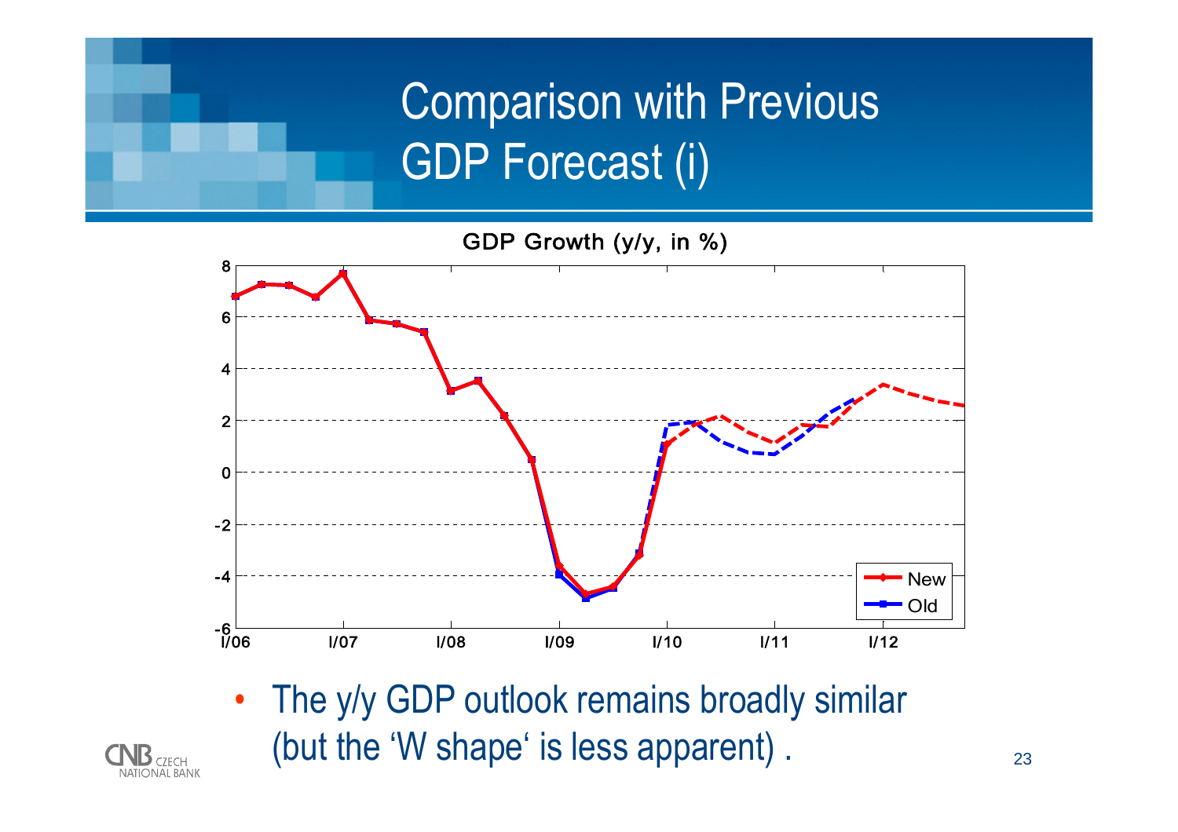# Comparison with Previous GDP Forecast (i)

GDP Growth (y/y, in %)

- The y/y GDP outlook remains broadly similar (but the ‘W shape‘ is less apparent) .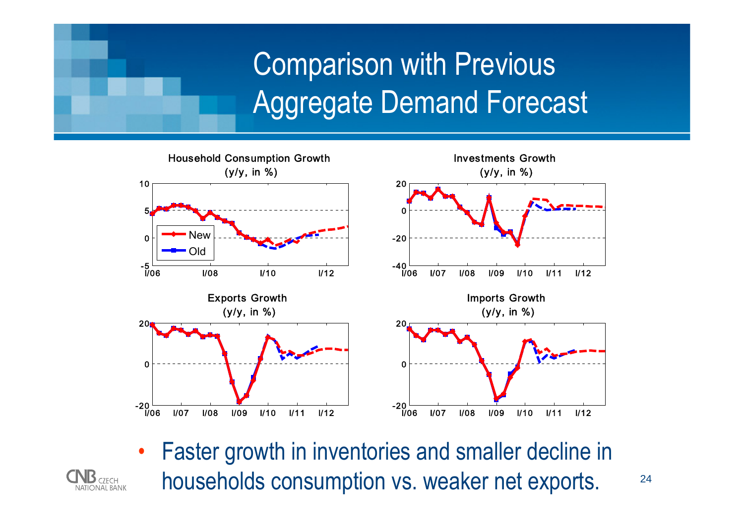# Comparison with Previous Aggregate Demand Forecast

Household Consumption Growth
(y/y, in %)

Investments Growth
(y/y, in %)

Exports Growth
(y/y, in %)

Imports Growth
(y/y, in %)

- Faster growth in inventories and smaller decline in households consumption vs. weaker net exports.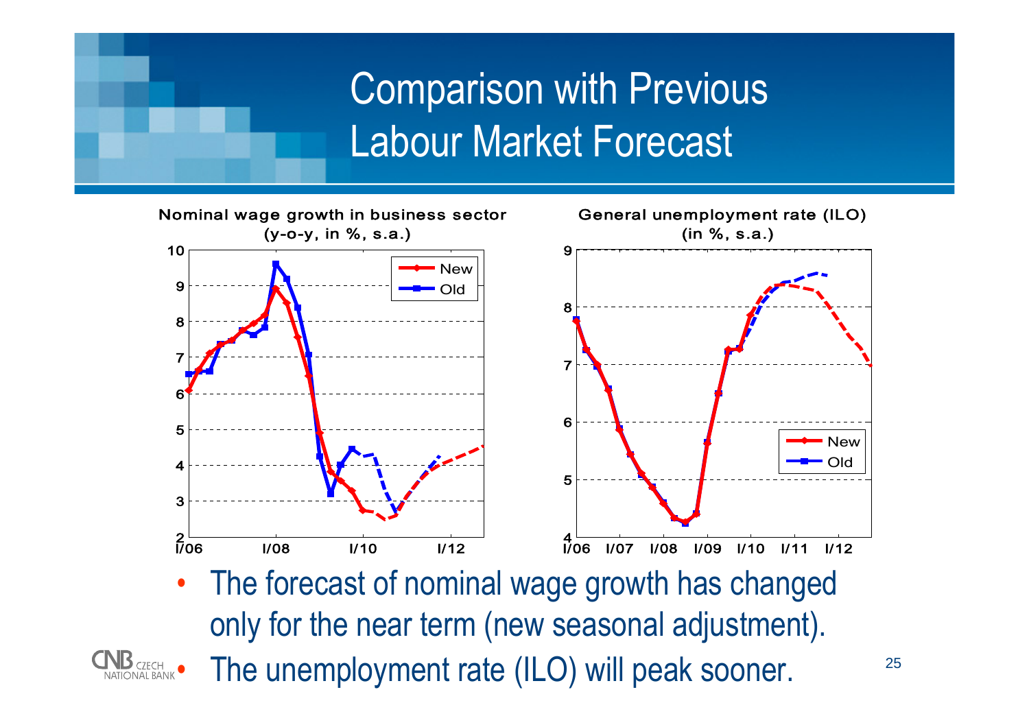# Comparison with Previous Labour Market Forecast

Nominal wage growth in business sector (y-o-y, in %, s.a.)

General unemployment rate (ILO) (in %, s.a.)

- The forecast of nominal wage growth has changed only for the near term (new seasonal adjustment).
- The unemployment rate (ILO) will peak sooner.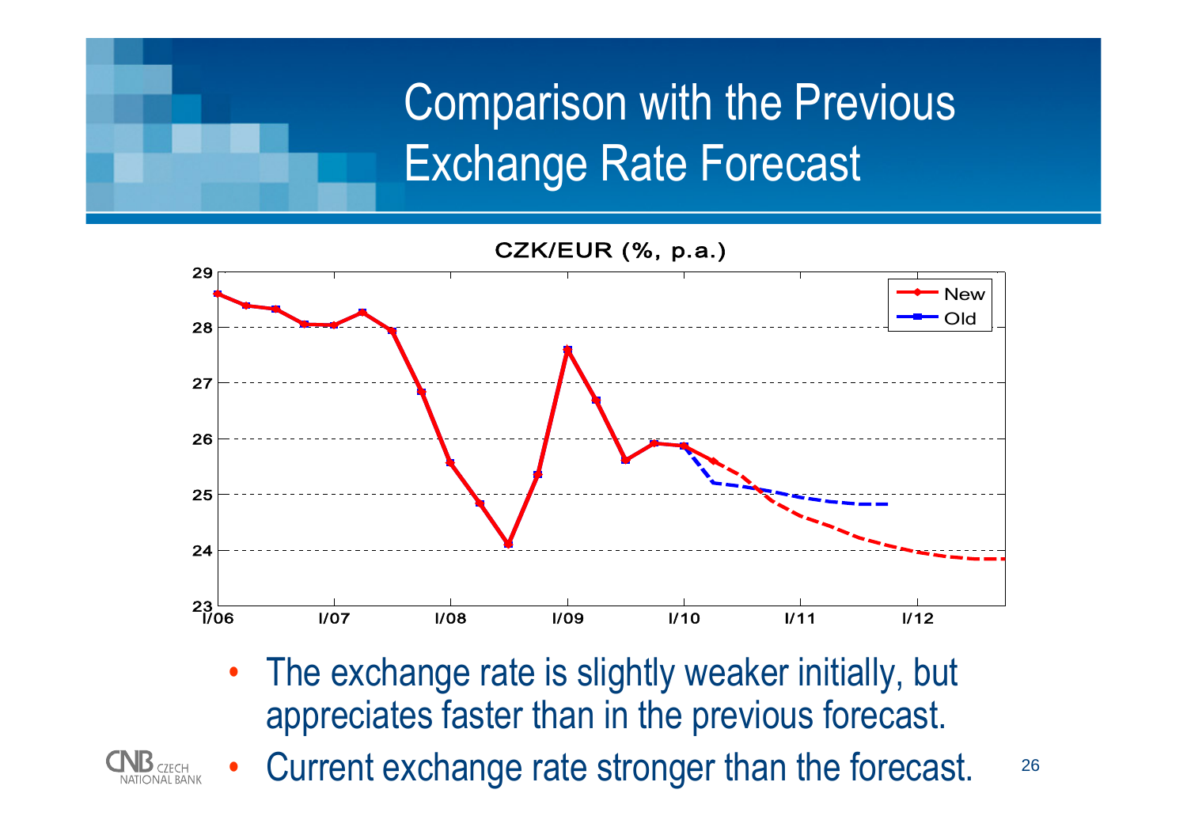# Comparison with the Previous Exchange Rate Forecast

CZK/EUR (%, p.a.)

- The exchange rate is slightly weaker initially, but appreciates faster than in the previous forecast.
- Current exchange rate stronger than the forecast.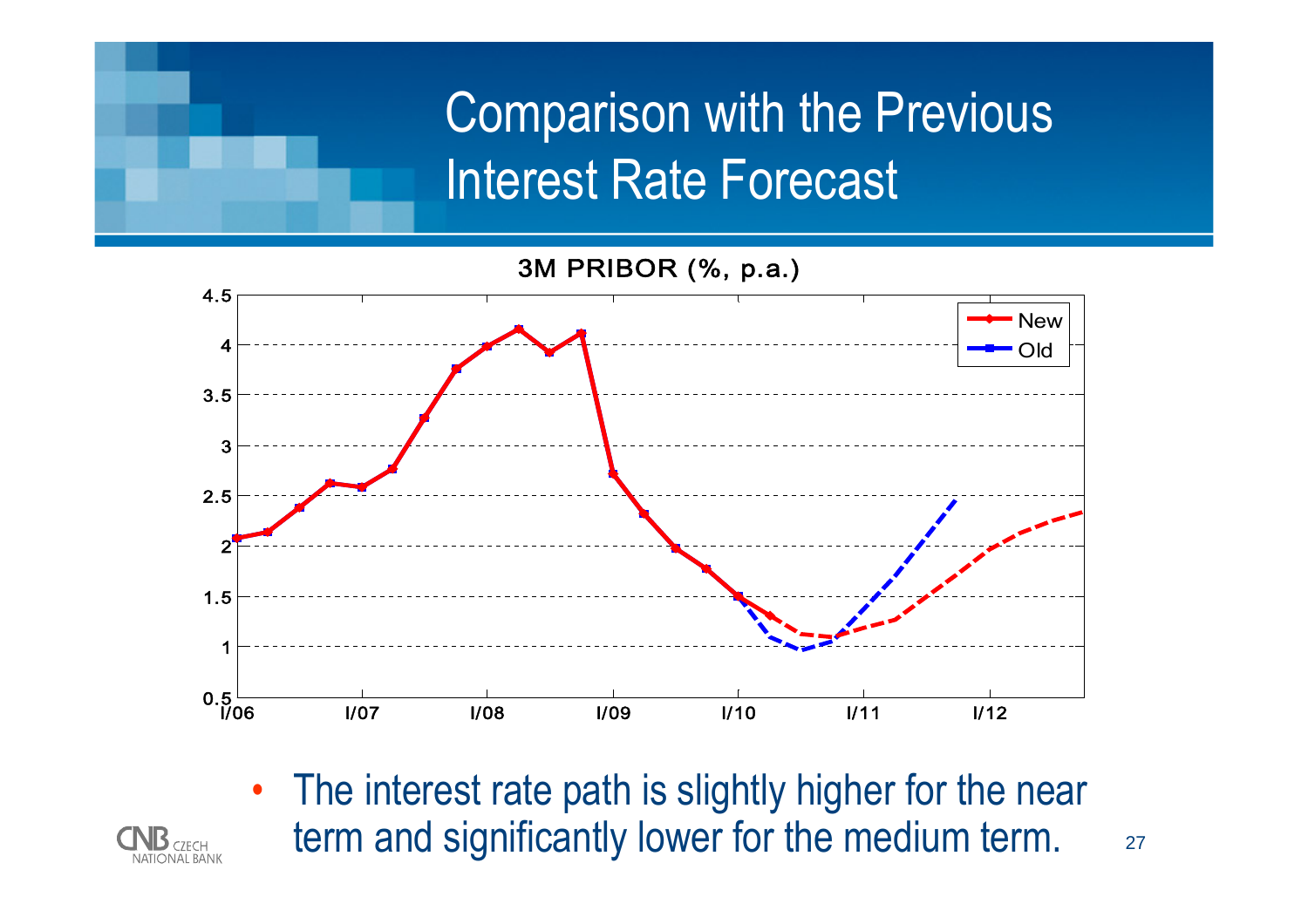# Comparison with the Previous Interest Rate Forecast

3M PRIBOR (%, p.a.)

- The interest rate path is slightly higher for the near term and significantly lower for the medium term.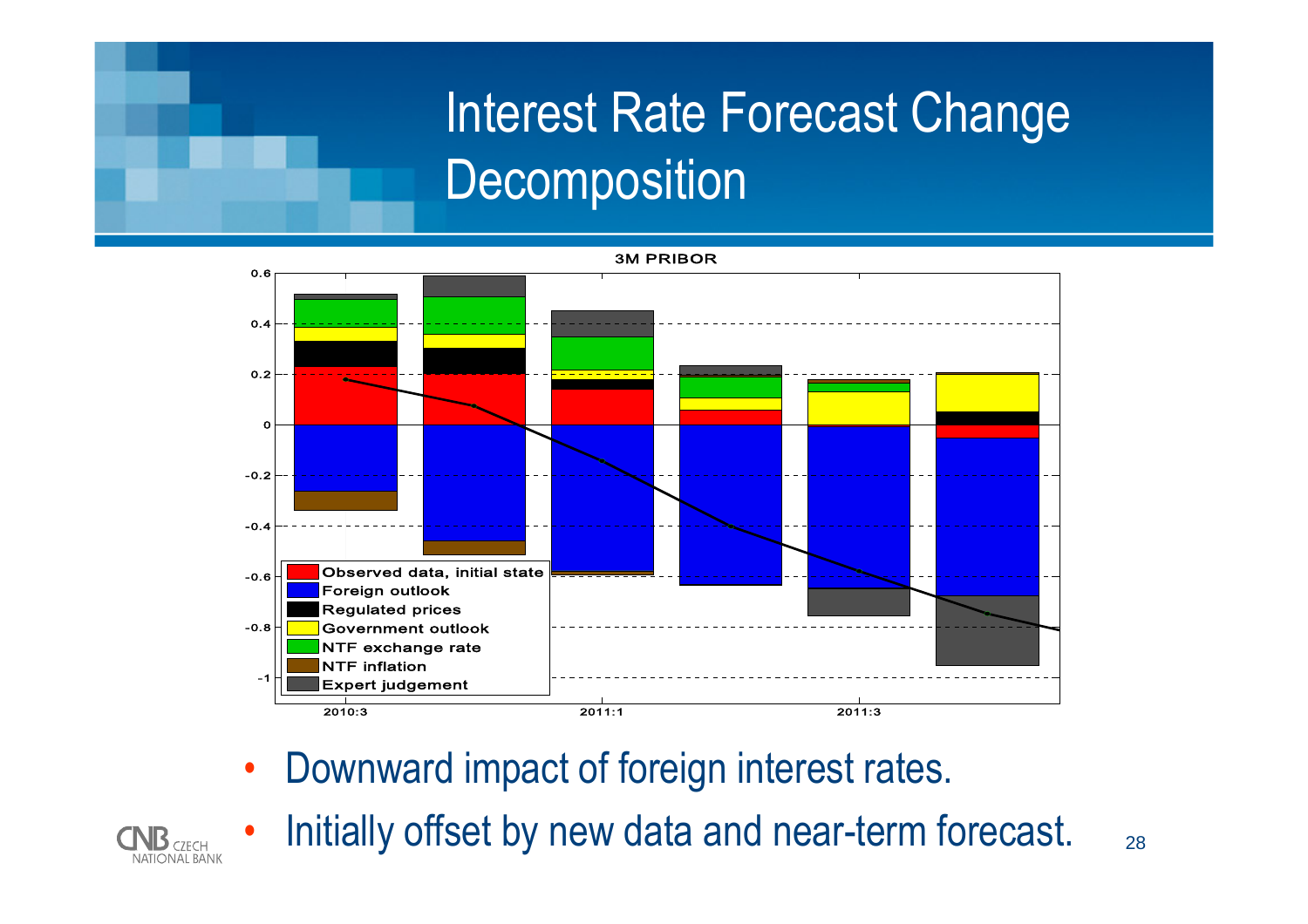# Interest Rate Forecast Change Decomposition

3M PRIBOR

Legend: Observed data, initial state; Foreign outlook; Regulated prices; Government outlook; NTF exchange rate; NTF inflation; Expert judgement

- Downward impact of foreign interest rates.
- Initially offset by new data and near-term forecast.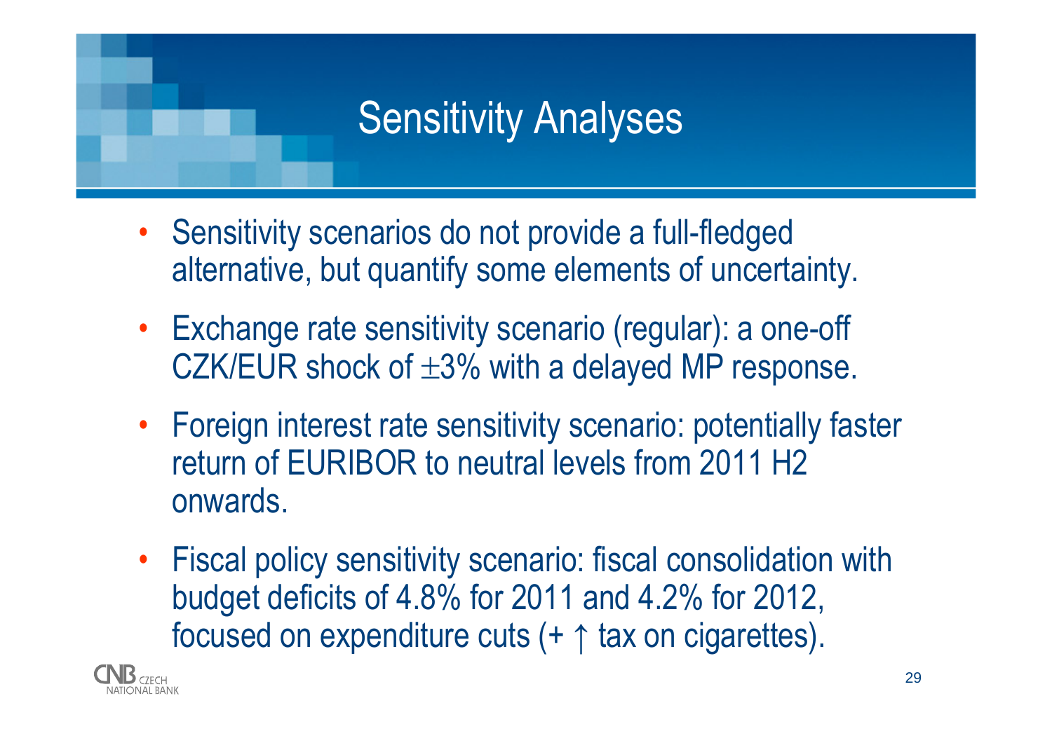# Sensitivity Analyses

- Sensitivity scenarios do not provide a full-fledged alternative, but quantify some elements of uncertainty.
- Exchange rate sensitivity scenario (regular): a one-off CZK/EUR shock of $\pm$3% with a delayed MP response.
- Foreign interest rate sensitivity scenario: potentially faster return of EURIBOR to neutral levels from 2011 H2 onwards.
- Fiscal policy sensitivity scenario: fiscal consolidation with budget deficits of 4.8% for 2011 and 4.2% for 2012, focused on expenditure cuts (+ $\uparrow$ tax on cigarettes).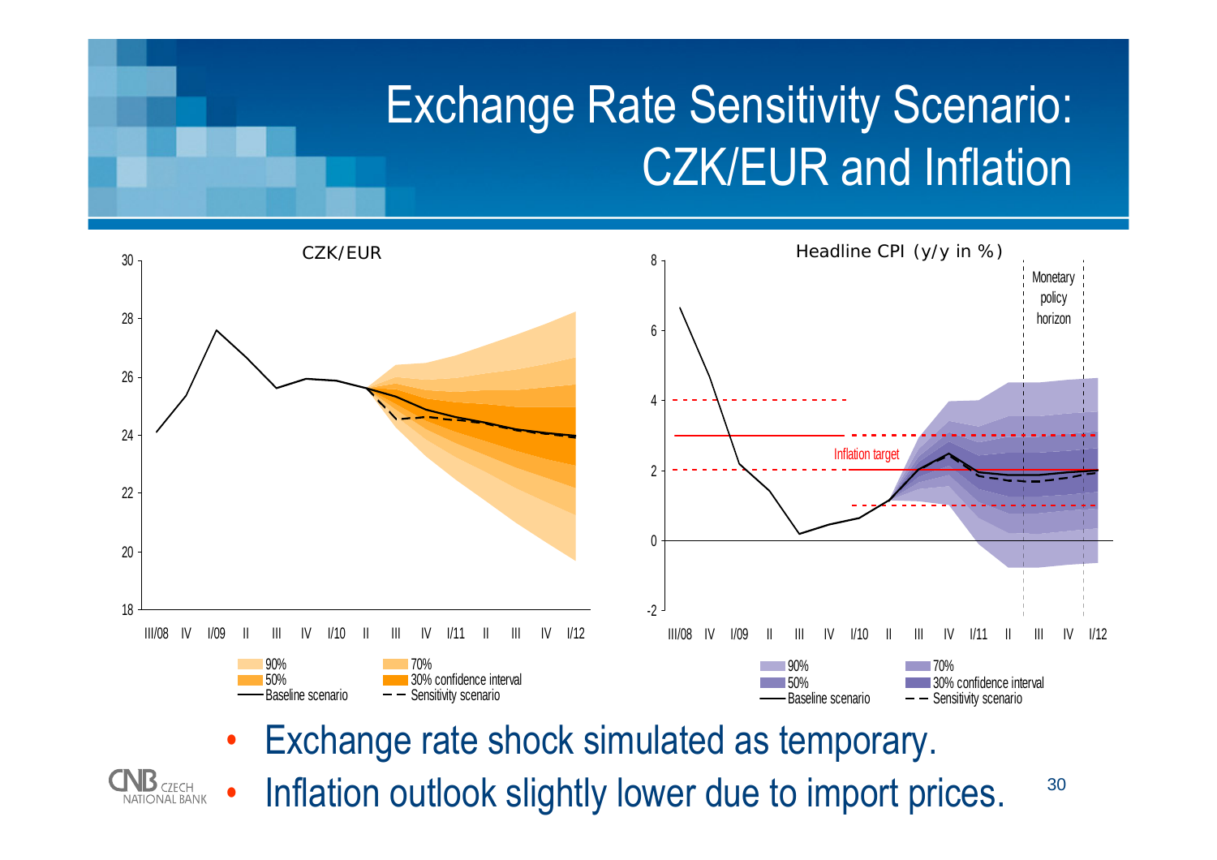# Exchange Rate Sensitivity Scenario: CZK/EUR and Inflation

CZK/EUR

Headline CPI (y/y in %)

- Exchange rate shock simulated as temporary.
- Inflation outlook slightly lower due to import prices.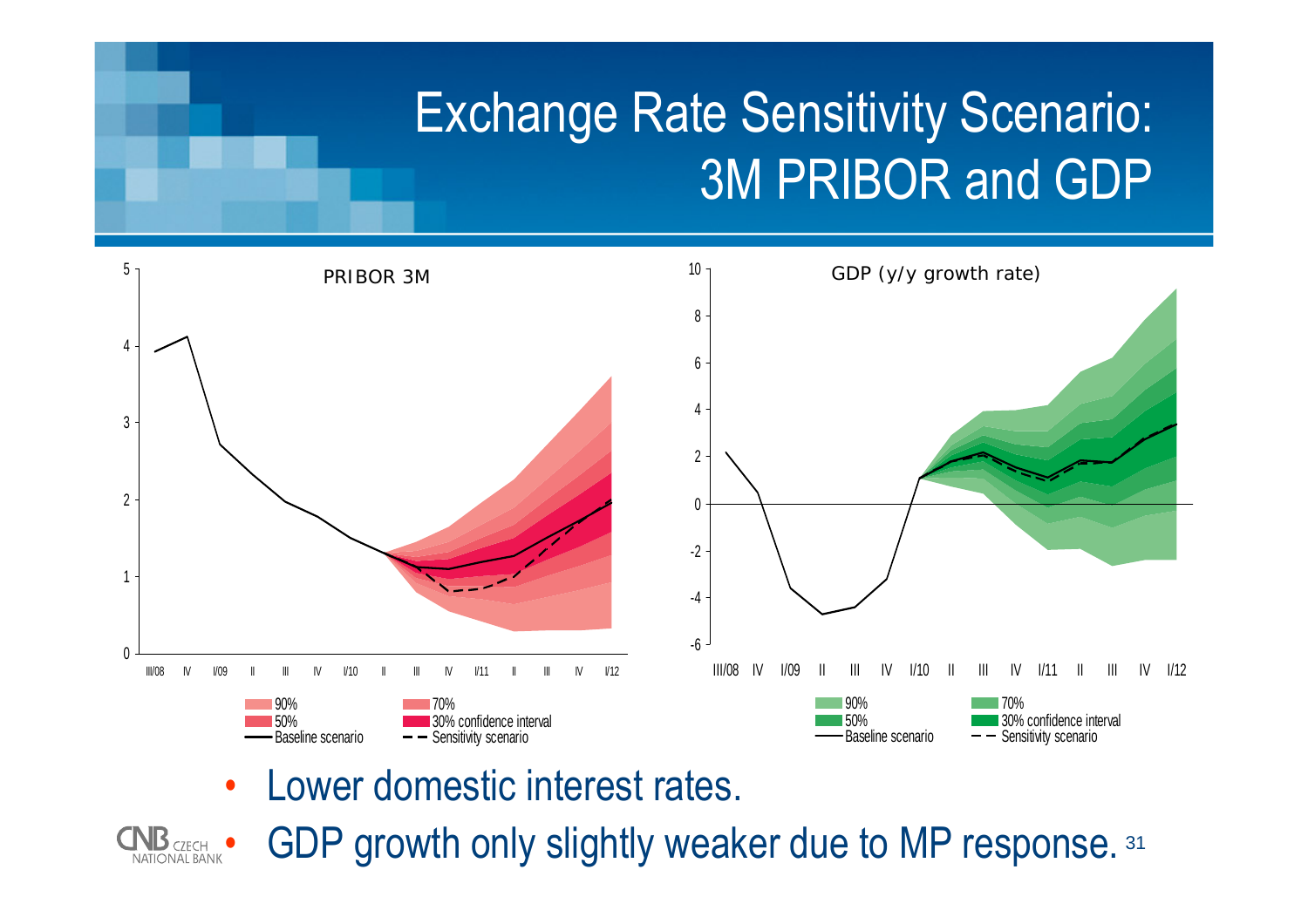# Exchange Rate Sensitivity Scenario: 3M PRIBOR and GDP

PRIBOR 3M

GDP (y/y growth rate)

90% | 70% | 50% | 30% confidence interval | Baseline scenario | Sensitivity scenario

- Lower domestic interest rates.
- GDP growth only slightly weaker due to MP response.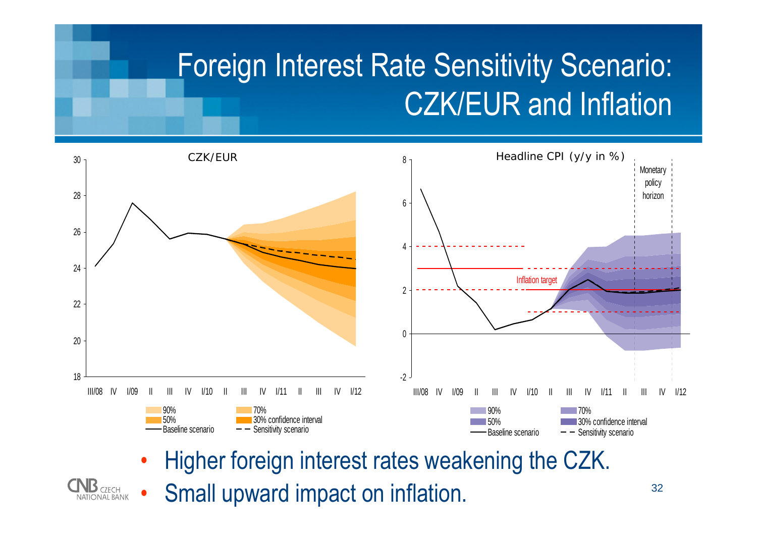# Foreign Interest Rate Sensitivity Scenario: CZK/EUR and Inflation

CZK/EUR

Legend: 90%, 70%, 50%, 30% confidence interval, Baseline scenario, Sensitivity scenario

Headline CPI (y/y in %)

Monetary policy horizon

Inflation target

Legend: 90%, 70%, 50%, 30% confidence interval, Baseline scenario, Sensitivity scenario

- Higher foreign interest rates weakening the CZK.
- Small upward impact on inflation.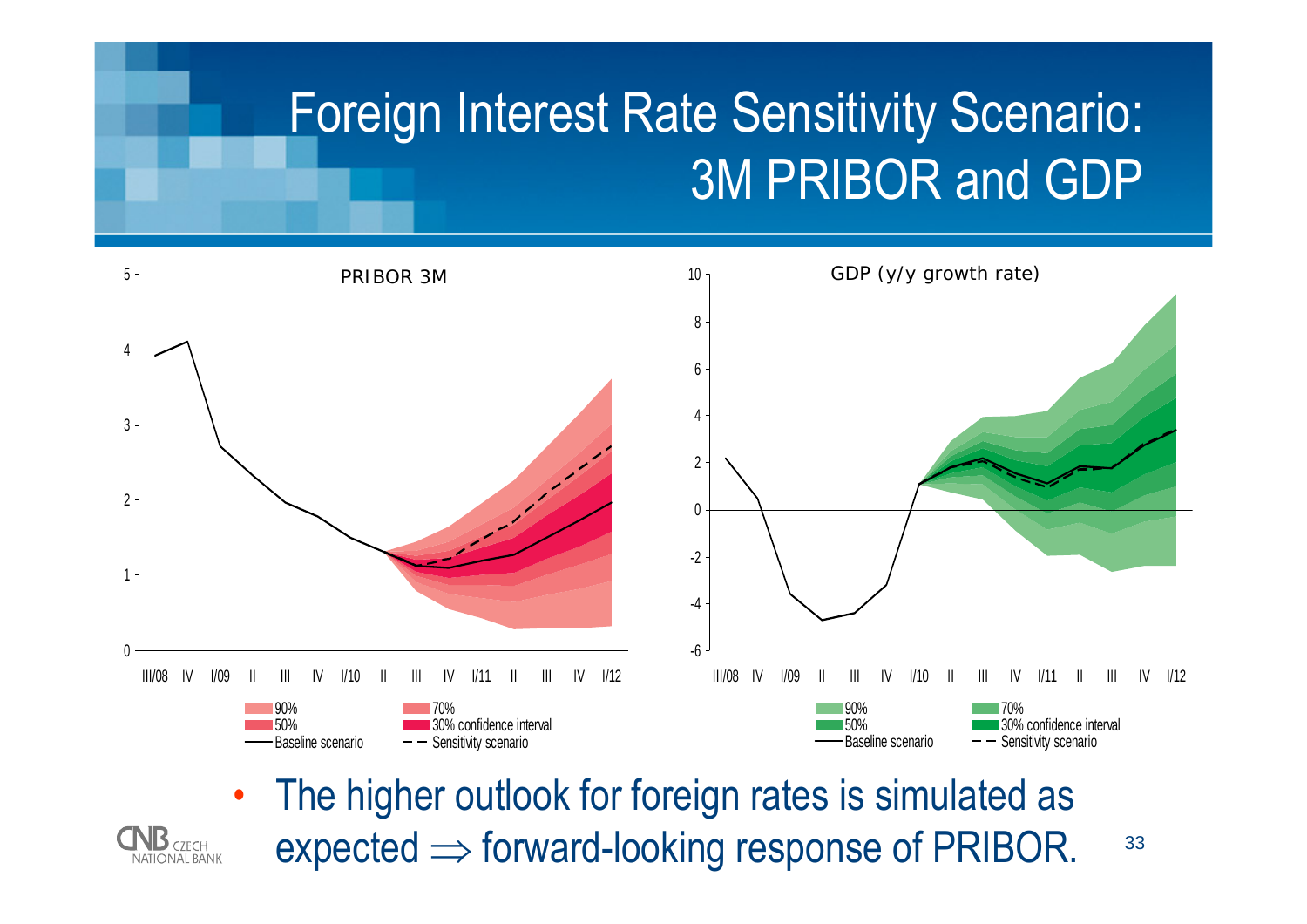# Foreign Interest Rate Sensitivity Scenario: 3M PRIBOR and GDP

PRIBOR 3M

GDP (y/y growth rate)

- The higher outlook for foreign rates is simulated as expected $\Rightarrow$ forward-looking response of PRIBOR.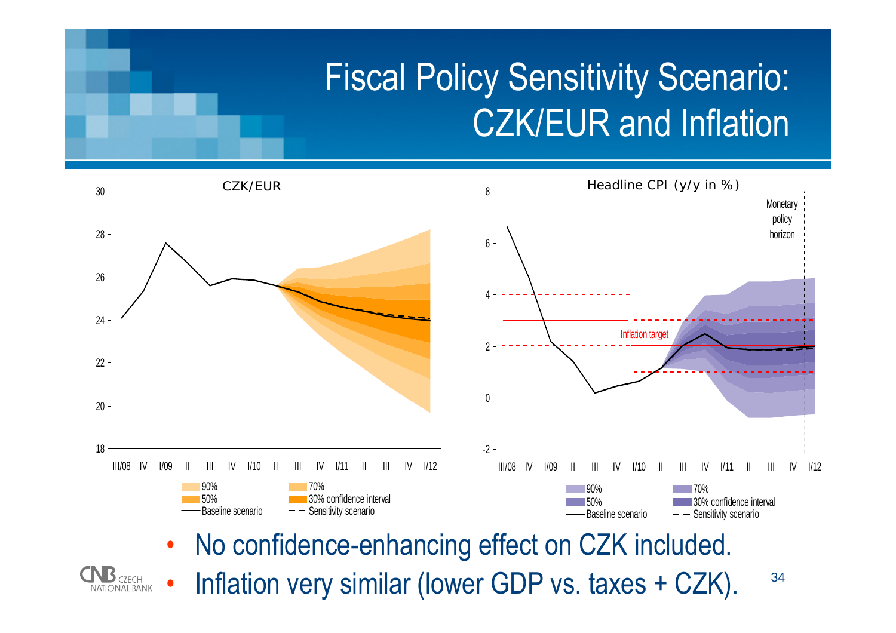# Fiscal Policy Sensitivity Scenario: CZK/EUR and Inflation

CZK/EUR

Headline CPI (y/y in %)

- No confidence-enhancing effect on CZK included.
- Inflation very similar (lower GDP vs. taxes + CZK).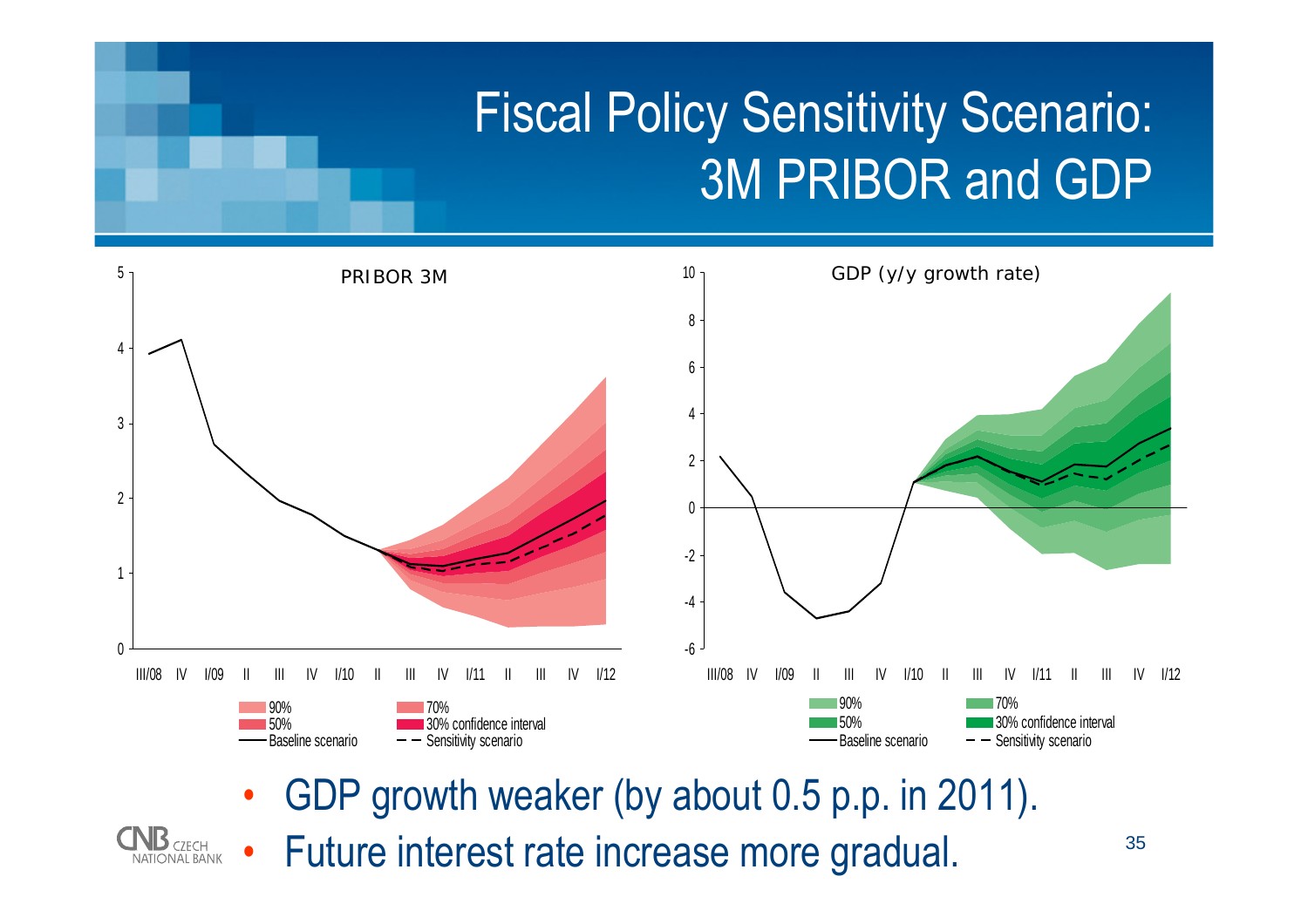# Fiscal Policy Sensitivity Scenario: 3M PRIBOR and GDP

- GDP growth weaker (by about 0.5 p.p. in 2011).
- Future interest rate increase more gradual.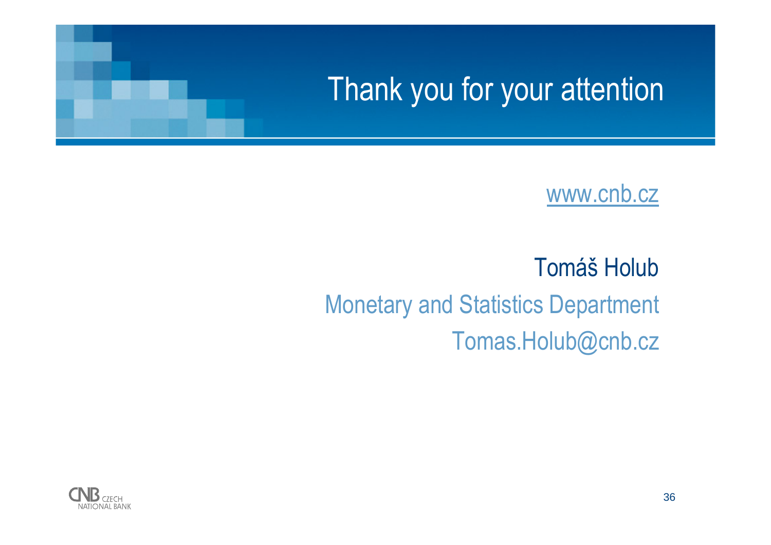# Thank you for your attention

www.cnb.cz

Tomáš Holub

Monetary and Statistics Department

Tomas.Holub@cnb.cz

CNB CZECH NATIONAL BANK